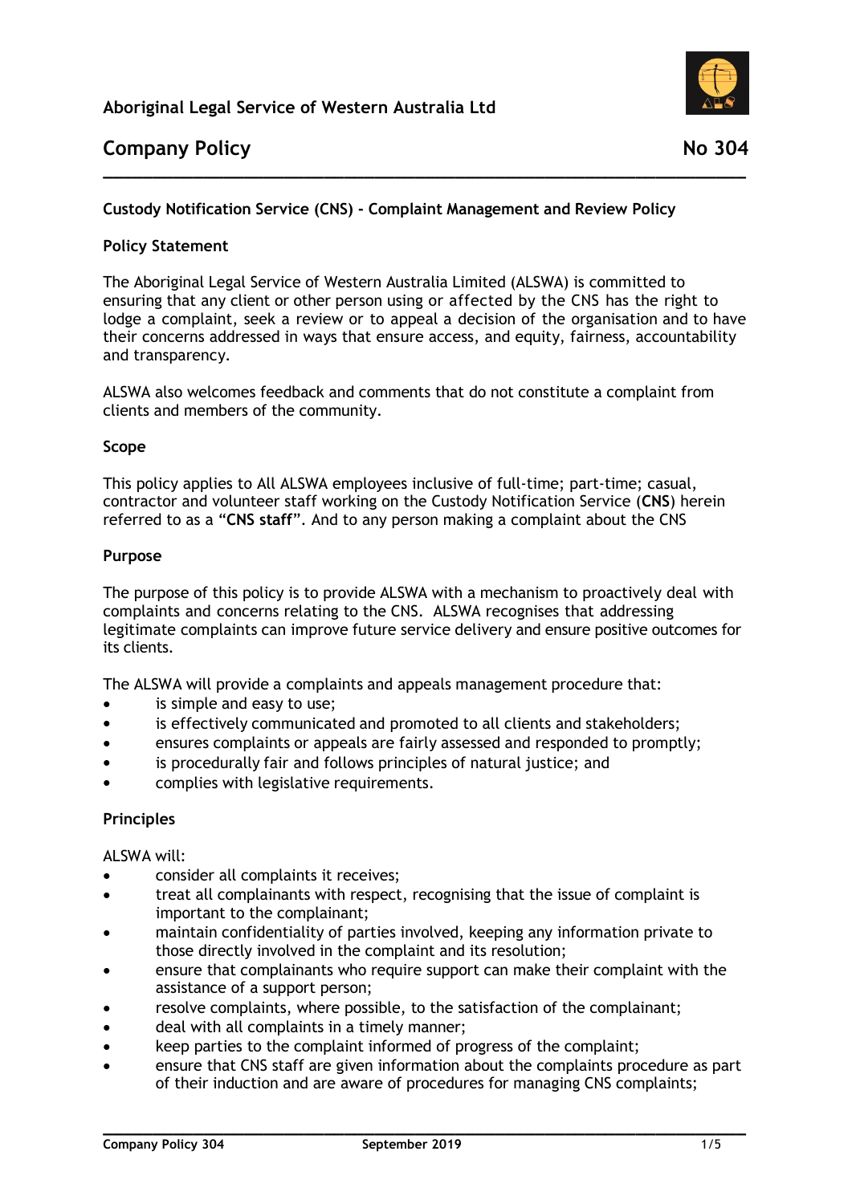Aboriginal Legal Service of Western Australia Ltd

# Company Policy

No 304

## Custody Notification Service (CNS) - Complaint Management and Review Policy

### Policy Statement

The Aboriginal Legal Service of Western Australia Limited (ALSWA) is committed to ensuring that any client or other person using or affected by the CNS has the right to lodge a complaint, seek a review or to appeal a decision of the organisation and to have their concerns addressed in ways that ensure access, and equity, fairness, accountability and transparency.

ALSWA also welcomes feedback and comments that do not constitute a complaint from clients and members of the community.

### Scope

This policy applies to All ALSWA employees inclusive of full-time; part-time; casual, contractor and volunteer staff working on the Custody Notification Service (**CNS**) herein referred to as a "**CNS staff**". And to any person making a complaint about the CNS

### Purpose

The purpose of this policy is to provide ALSWA with a mechanism to proactively deal with complaints and concerns relating to the CNS. ALSWA recognises that addressing legitimate complaints can improve future service delivery and ensure positive outcomes for its clients.

The ALSWA will provide a complaints and appeals management procedure that:

- is simple and easy to use;
- is effectively communicated and promoted to all clients and stakeholders;
- ensures complaints or appeals are fairly assessed and responded to promptly;
- is procedurally fair and follows principles of natural justice; and
- complies with legislative requirements.

### Principles

ALSWA will:

- consider all complaints it receives;
- treat all complainants with respect, recognising that the issue of complaint is important to the complainant;
- maintain confidentiality of parties involved, keeping any information private to those directly involved in the complaint and its resolution;
- ensure that complainants who require support can make their complaint with the assistance of a support person;
- resolve complaints, where possible, to the satisfaction of the complainant;
- deal with all complaints in a timely manner;
- keep parties to the complaint informed of progress of the complaint;
- ensure that CNS staff are given information about the complaints procedure as part of their induction and are aware of procedures for managing CNS complaints;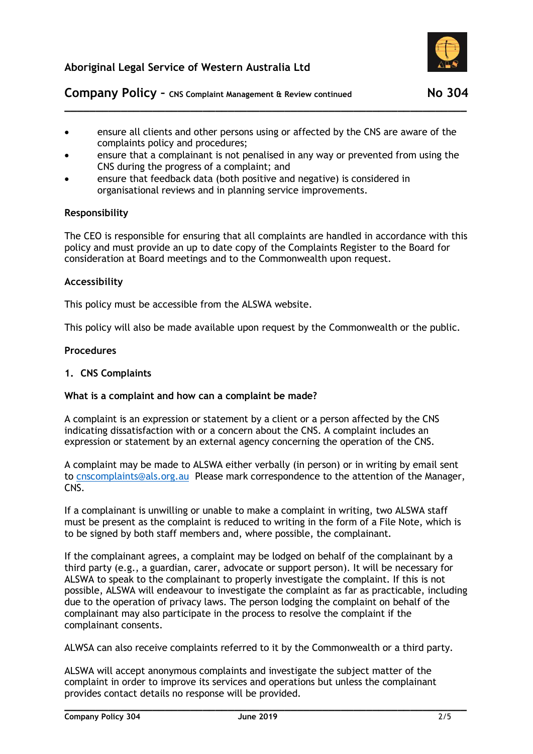- ensure all clients and other persons using or affected by the CNS are aware of the complaints policy and procedures;
- ensure that a complainant is not penalised in any way or prevented from using the CNS during the progress of a complaint; and
- ensure that feedback data (both positive and negative) is considered in organisational reviews and in planning service improvements.

**Responsibility**

The CEO is responsible for ensuring that all complaints are handled in accordance with this policy and must provide an up to date copy of the Complaints Register to the Board for consideration at Board meetings and to the Commonwealth upon request.

**Accessibility**

This policy must be accessible from the ALSWA website.

This policy will also be made available upon request by the Commonwealth or the public.

**Procedures**

**1. CNS Complaints**

**What is a complaint and how can a complaint be made?**

A complaint is an expression or statement by a client or a person affected by the CNS indicating dissatisfaction with or a concern about the CNS. A complaint includes an expression or statement by an external agency concerning the operation of the CNS.

A complaint may be made to ALSWA either verbally (in person) or in writing by email sent to cnscomplaints@als.org.au Please mark correspondence to the attention of the Manager, CNS.

If a complainant is unwilling or unable to make a complaint in writing, two ALSWA staff must be present as the complaint is reduced to writing in the form of a File Note, which is to be signed by both staff members and, where possible, the complainant.

If the complainant agrees, a complaint may be lodged on behalf of the complainant by a third party (e.g., a guardian, carer, advocate or support person). It will be necessary for ALSWA to speak to the complainant to properly investigate the complaint. If this is not possible, ALSWA will endeavour to investigate the complaint as far as practicable, including due to the operation of privacy laws. The person lodging the complaint on behalf of the complainant may also participate in the process to resolve the complaint if the complainant consents.

ALWSA can also receive complaints referred to it by the Commonwealth or a third party.

ALSWA will accept anonymous complaints and investigate the subject matter of the complaint in order to improve its services and operations but unless the complainant provides contact details no response will be provided.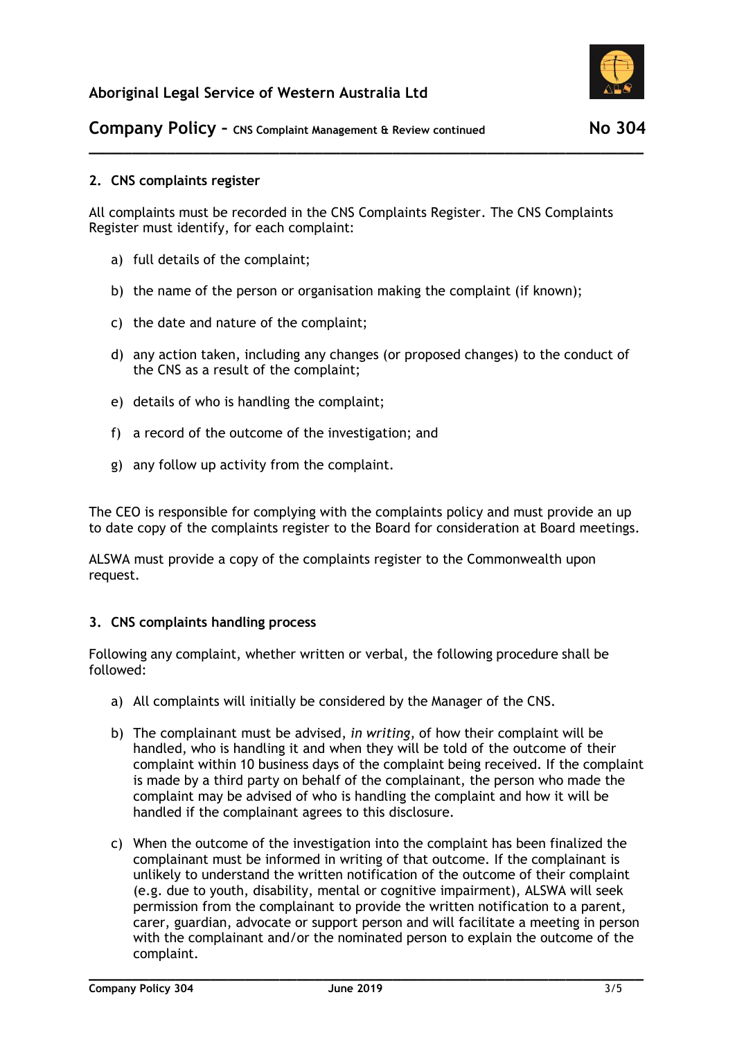## 2. CNS complaints register

All complaints must be recorded in the CNS Complaints Register. The CNS Complaints Register must identify, for each complaint:

a) full details of the complaint;

b) the name of the person or organisation making the complaint (if known);

c) the date and nature of the complaint;

d) any action taken, including any changes (or proposed changes) to the conduct of the CNS as a result of the complaint;

e) details of who is handling the complaint;

f) a record of the outcome of the investigation; and

g) any follow up activity from the complaint.

The CEO is responsible for complying with the complaints policy and must provide an up to date copy of the complaints register to the Board for consideration at Board meetings.

ALSWA must provide a copy of the complaints register to the Commonwealth upon request.

## 3. CNS complaints handling process

Following any complaint, whether written or verbal, the following procedure shall be followed:

a) All complaints will initially be considered by the Manager of the CNS.

b) The complainant must be advised, *in writing*, of how their complaint will be handled, who is handling it and when they will be told of the outcome of their complaint within 10 business days of the complaint being received. If the complaint is made by a third party on behalf of the complainant, the person who made the complaint may be advised of who is handling the complaint and how it will be handled if the complainant agrees to this disclosure.

c) When the outcome of the investigation into the complaint has been finalized the complainant must be informed in writing of that outcome. If the complainant is unlikely to understand the written notification of the outcome of their complaint (e.g. due to youth, disability, mental or cognitive impairment), ALSWA will seek permission from the complainant to provide the written notification to a parent, carer, guardian, advocate or support person and will facilitate a meeting in person with the complainant and/or the nominated person to explain the outcome of the complaint.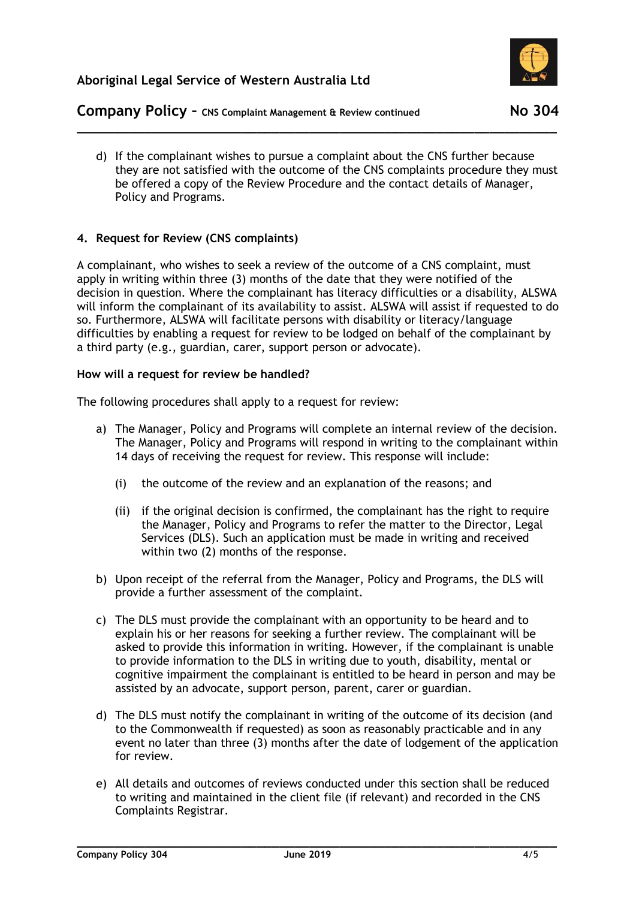d) If the complainant wishes to pursue a complaint about the CNS further because they are not satisfied with the outcome of the CNS complaints procedure they must be offered a copy of the Review Procedure and the contact details of Manager, Policy and Programs.

### 4. Request for Review (CNS complaints)

A complainant, who wishes to seek a review of the outcome of a CNS complaint, must apply in writing within three (3) months of the date that they were notified of the decision in question. Where the complainant has literacy difficulties or a disability, ALSWA will inform the complainant of its availability to assist. ALSWA will assist if requested to do so. Furthermore, ALSWA will facilitate persons with disability or literacy/language difficulties by enabling a request for review to be lodged on behalf of the complainant by a third party (e.g., guardian, carer, support person or advocate).

**How will a request for review be handled?**

The following procedures shall apply to a request for review:

a) The Manager, Policy and Programs will complete an internal review of the decision. The Manager, Policy and Programs will respond in writing to the complainant within 14 days of receiving the request for review. This response will include:

   (i) the outcome of the review and an explanation of the reasons; and

   (ii) if the original decision is confirmed, the complainant has the right to require the Manager, Policy and Programs to refer the matter to the Director, Legal Services (DLS). Such an application must be made in writing and received within two (2) months of the response.

b) Upon receipt of the referral from the Manager, Policy and Programs, the DLS will provide a further assessment of the complaint.

c) The DLS must provide the complainant with an opportunity to be heard and to explain his or her reasons for seeking a further review. The complainant will be asked to provide this information in writing. However, if the complainant is unable to provide information to the DLS in writing due to youth, disability, mental or cognitive impairment the complainant is entitled to be heard in person and may be assisted by an advocate, support person, parent, carer or guardian.

d) The DLS must notify the complainant in writing of the outcome of its decision (and to the Commonwealth if requested) as soon as reasonably practicable and in any event no later than three (3) months after the date of lodgement of the application for review.

e) All details and outcomes of reviews conducted under this section shall be reduced to writing and maintained in the client file (if relevant) and recorded in the CNS Complaints Registrar.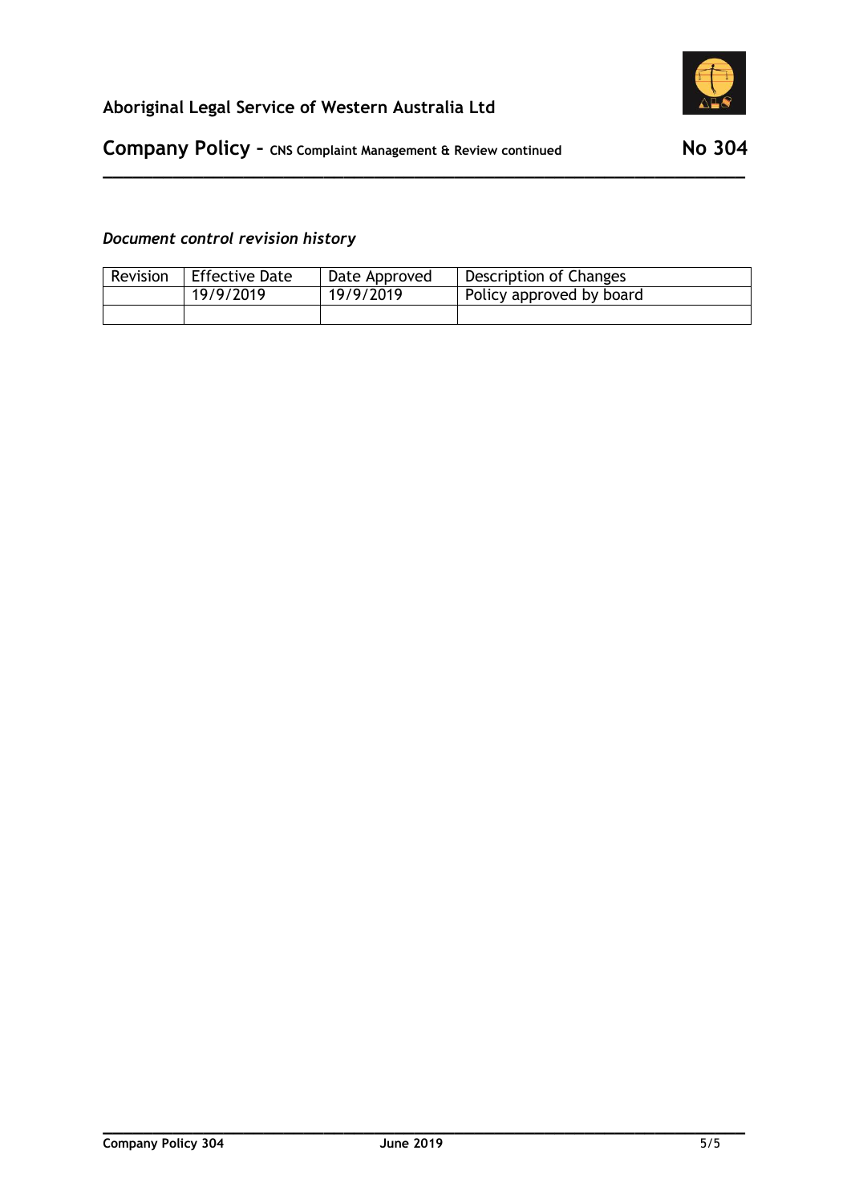*Document control revision history*

| Revision | Effective Date | Date Approved | Description of Changes |
|---|---|---|---|
| | 19/9/2019 | 19/9/2019 | Policy approved by board |
| | | | |